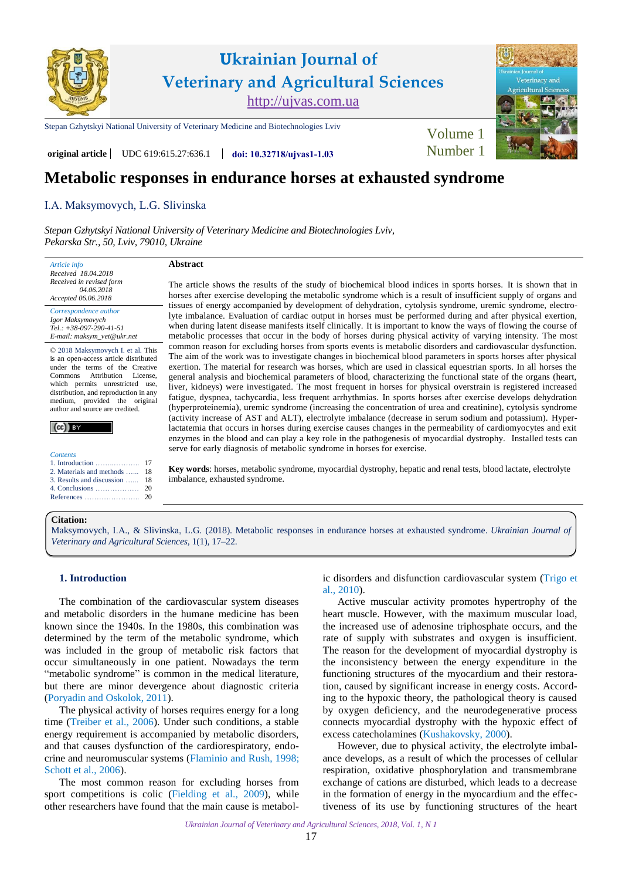# Ukrainian Journal of Veterinary and Agricultural Sciences

http://ujvas.com.ua

Stepan Gzhytskyi National University of Veterinary Medicine and Biotechnologies Lviv

**original article** | UDC 619:615.27:636.1 | **doi: 10.32718/ujvas1-1.03**

Volume 1 Number 1

# Metabolic responses in endurance horses at exhausted syndrome

I.A. Maksymovych, L.G. Slivinska

*Stepan Gzhytskyi National University of Veterinary Medicine and Biotechnologies Lviv, Pekarska Str., 50, Lviv, 79010, Ukraine*

*Article info*
*Received 18.04.2018*
*Received in revised form 04.06.2018*
*Accepted 06.06.2018*

*Correspondence author*
*Igor Maksymovych*
*Tel.: +38-097-290-41-51*
*E-mail: maksym_vet@ukr.net*

© 2018 Maksymovych I. et al. This is an open-access article distributed under the terms of the Creative Commons Attribution License, which permits unrestricted use, distribution, and reproduction in any medium, provided the original author and source are credited.

*Contents*
1. Introduction ........................ 17
2. Materials and methods ...... 18
3. Results and discussion ...... 18
4. Conclusions ...................... 20
References ........................... 20

**Abstract**

The article shows the results of the study of biochemical blood indices in sports horses. It is shown that in horses after exercise developing the metabolic syndrome which is a result of insufficient supply of organs and tissues of energy accompanied by development of dehydration, cytolysis syndrome, uremic syndrome, electrolyte imbalance. Evaluation of cardiac output in horses must be performed during and after physical exertion, when during latent disease manifests itself clinically. It is important to know the ways of flowing the course of metabolic processes that occur in the body of horses during physical activity of varying intensity. The most common reason for excluding horses from sport events is metabolic disorders and cardiovascular dysfunction. The aim of the work was to investigate changes in biochemical blood parameters in sports horses after physical exertion. The material for research was horses, which are used in classical equestrian sports. In all horses the general analysis and biochemical parameters of blood, characterizing the functional state of the organs (heart, liver, kidneys) were investigated. The most frequent in horses for physical overstrain is registered increased fatigue, dyspnea, tachycardia, less frequent arrhythmias. In sports horses after exercise develops dehydration (hyperproteinemia), uremic syndrome (increasing the concentration of urea and creatinine), cytolysis syndrome (activity increase of AST and ALT), electrolyte imbalance (decrease in serum sodium and potassium). Hyperlactatemia that occurs in horses during exercise causes changes in the permeability of cardiomyocytes and exit enzymes in the blood and can play a key role in the pathogenesis of myocardial dystrophy. Installed tests can serve for early diagnosis of metabolic syndrome in horses for exercise.

**Key words**: horses, metabolic syndrome, myocardial dystrophy, hepatic and renal tests, blood lactate, electrolyte imbalance, exhausted syndrome.

**Citation:**
Maksymovych, I.A., & Slivinska, L.G. (2018). Metabolic responses in endurance horses at exhausted syndrome. *Ukrainian Journal of Veterinary and Agricultural Sciences*, 1(1), 17–22.

## 1. Introduction

The combination of the cardiovascular system diseases and metabolic disorders in the humane medicine has been known since the 1940s. In the 1980s, this combination was determined by the term of the metabolic syndrome, which was included in the group of metabolic risk factors that occur simultaneously in one patient. Nowadays the term "metabolic syndrome" is common in the medical literature, but there are minor divergence about diagnostic criteria (Poryadin and Oskolok, 2011).

The physical activity of horses requires energy for a long time (Treiber et al., 2006). Under such conditions, a stable energy requirement is accompanied by metabolic disorders, and that causes dysfunction of the cardiorespiratory, endocrine and neuromuscular systems (Flaminio and Rush, 1998; Schott et al., 2006).

The most common reason for excluding horses from sport competitions is colic (Fielding et al., 2009), while other researchers have found that the main cause is metabolic disorders and disfunction cardiovascular system (Trigo et al., 2010).

Active muscular activity promotes hypertrophy of the heart muscle. However, with the maximum muscular load, the increased use of adenosine triphosphate occurs, and the rate of supply with substrates and oxygen is insufficient. The reason for the development of myocardial dystrophy is the inconsistency between the energy expenditure in the functioning structures of the myocardium and their restoration, caused by significant increase in energy costs. According to the hypoxic theory, the pathological theory is caused by oxygen deficiency, and the neurodegenerative process connects myocardial dystrophy with the hypoxic effect of excess catecholamines (Kushakovsky, 2000).

However, due to physical activity, the electrolyte imbalance develops, as a result of which the processes of cellular respiration, oxidative phosphorylation and transmembrane exchange of cations are disturbed, which leads to a decrease in the formation of energy in the myocardium and the effectiveness of its use by functioning structures of the heart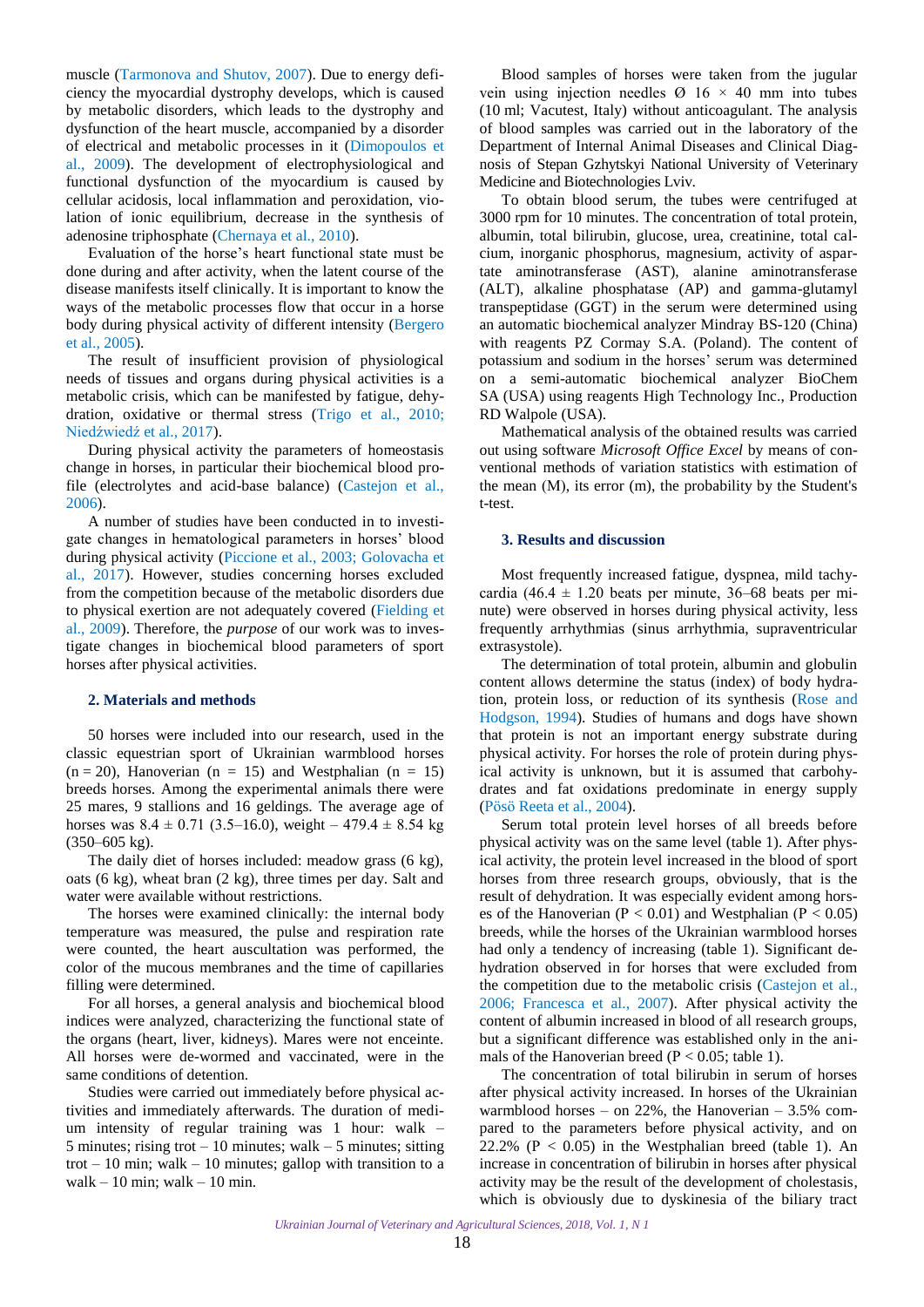muscle (Tarmonova and Shutov, 2007). Due to energy deficiency the myocardial dystrophy develops, which is caused by metabolic disorders, which leads to the dystrophy and dysfunction of the heart muscle, accompanied by a disorder of electrical and metabolic processes in it (Dimopoulos et al., 2009). The development of electrophysiological and functional dysfunction of the myocardium is caused by cellular acidosis, local inflammation and peroxidation, violation of ionic equilibrium, decrease in the synthesis of adenosine triphosphate (Chernaya et al., 2010).

Evaluation of the horse's heart functional state must be done during and after activity, when the latent course of the disease manifests itself clinically. It is important to know the ways of the metabolic processes flow that occur in a horse body during physical activity of different intensity (Bergero et al., 2005).

The result of insufficient provision of physiological needs of tissues and organs during physical activities is a metabolic crisis, which can be manifested by fatigue, dehydration, oxidative or thermal stress (Trigo et al., 2010; Niedźwiedź et al., 2017).

During physical activity the parameters of homeostasis change in horses, in particular their biochemical blood profile (electrolytes and acid-base balance) (Castejon et al., 2006).

A number of studies have been conducted in to investigate changes in hematological parameters in horses' blood during physical activity (Piccione et al., 2003; Golovacha et al., 2017). However, studies concerning horses excluded from the competition because of the metabolic disorders due to physical exertion are not adequately covered (Fielding et al., 2009). Therefore, the *purpose* of our work was to investigate changes in biochemical blood parameters of sport horses after physical activities.

## 2. Materials and methods

50 horses were included into our research, used in the classic equestrian sport of Ukrainian warmblood horses (n = 20), Hanoverian (n = 15) and Westphalian (n = 15) breeds horses. Among the experimental animals there were 25 mares, 9 stallions and 16 geldings. The average age of horses was 8.4 ± 0.71 (3.5–16.0), weight – 479.4 ± 8.54 kg (350–605 kg).

The daily diet of horses included: meadow grass (6 kg), oats (6 kg), wheat bran (2 kg), three times per day. Salt and water were available without restrictions.

The horses were examined clinically: the internal body temperature was measured, the pulse and respiration rate were counted, the heart auscultation was performed, the color of the mucous membranes and the time of capillaries filling were determined.

For all horses, a general analysis and biochemical blood indices were analyzed, characterizing the functional state of the organs (heart, liver, kidneys). Mares were not enceinte. All horses were de-wormed and vaccinated, were in the same conditions of detention.

Studies were carried out immediately before physical activities and immediately afterwards. The duration of medium intensity of regular training was 1 hour: walk – 5 minutes; rising trot – 10 minutes; walk – 5 minutes; sitting trot – 10 min; walk – 10 minutes; gallop with transition to a walk – 10 min; walk – 10 min.

Blood samples of horses were taken from the jugular vein using injection needles Ø 16 × 40 mm into tubes (10 ml; Vacutest, Italy) without anticoagulant. The analysis of blood samples was carried out in the laboratory of the Department of Internal Animal Diseases and Clinical Diagnosis of Stepan Gzhytskyi National University of Veterinary Medicine and Biotechnologies Lviv.

To obtain blood serum, the tubes were centrifuged at 3000 rpm for 10 minutes. The concentration of total protein, albumin, total bilirubin, glucose, urea, creatinine, total calcium, inorganic phosphorus, magnesium, activity of aspartate aminotransferase (AST), alanine aminotransferase (ALT), alkaline phosphatase (AP) and gamma-glutamyl transpeptidase (GGT) in the serum were determined using an automatic biochemical analyzer Mindray BS-120 (China) with reagents PZ Cormay S.A. (Poland). The content of potassium and sodium in the horses' serum was determined on a semi-automatic biochemical analyzer BioChem SA (USA) using reagents High Technology Inc., Production RD Walpole (USA).

Mathematical analysis of the obtained results was carried out using software *Microsoft Office Excel* by means of conventional methods of variation statistics with estimation of the mean (M), its error (m), the probability by the Student's t-test.

## 3. Results and discussion

Most frequently increased fatigue, dyspnea, mild tachycardia (46.4 ± 1.20 beats per minute, 36–68 beats per minute) were observed in horses during physical activity, less frequently arrhythmias (sinus arrhythmia, supraventricular extrasystole).

The determination of total protein, albumin and globulin content allows determine the status (index) of body hydration, protein loss, or reduction of its synthesis (Rose and Hodgson, 1994). Studies of humans and dogs have shown that protein is not an important energy substrate during physical activity. For horses the role of protein during physical activity is unknown, but it is assumed that carbohydrates and fat oxidations predominate in energy supply (Pösö Reeta et al., 2004).

Serum total protein level horses of all breeds before physical activity was on the same level (table 1). After physical activity, the protein level increased in the blood of sport horses from three research groups, obviously, that is the result of dehydration. It was especially evident among horses of the Hanoverian ($P < 0.01$) and Westphalian ($P < 0.05$) breeds, while the horses of the Ukrainian warmblood horses had only a tendency of increasing (table 1). Significant dehydration observed in for horses that were excluded from the competition due to the metabolic crisis (Castejon et al., 2006; Francesca et al., 2007). After physical activity the content of albumin increased in blood of all research groups, but a significant difference was established only in the animals of the Hanoverian breed ($P < 0.05$; table 1).

The concentration of total bilirubin in serum of horses after physical activity increased. In horses of the Ukrainian warmblood horses – on 22%, the Hanoverian – 3.5% compared to the parameters before physical activity, and on 22.2% ($P < 0.05$) in the Westphalian breed (table 1). An increase in concentration of bilirubin in horses after physical activity may be the result of the development of cholestasis, which is obviously due to dyskinesia of the biliary tract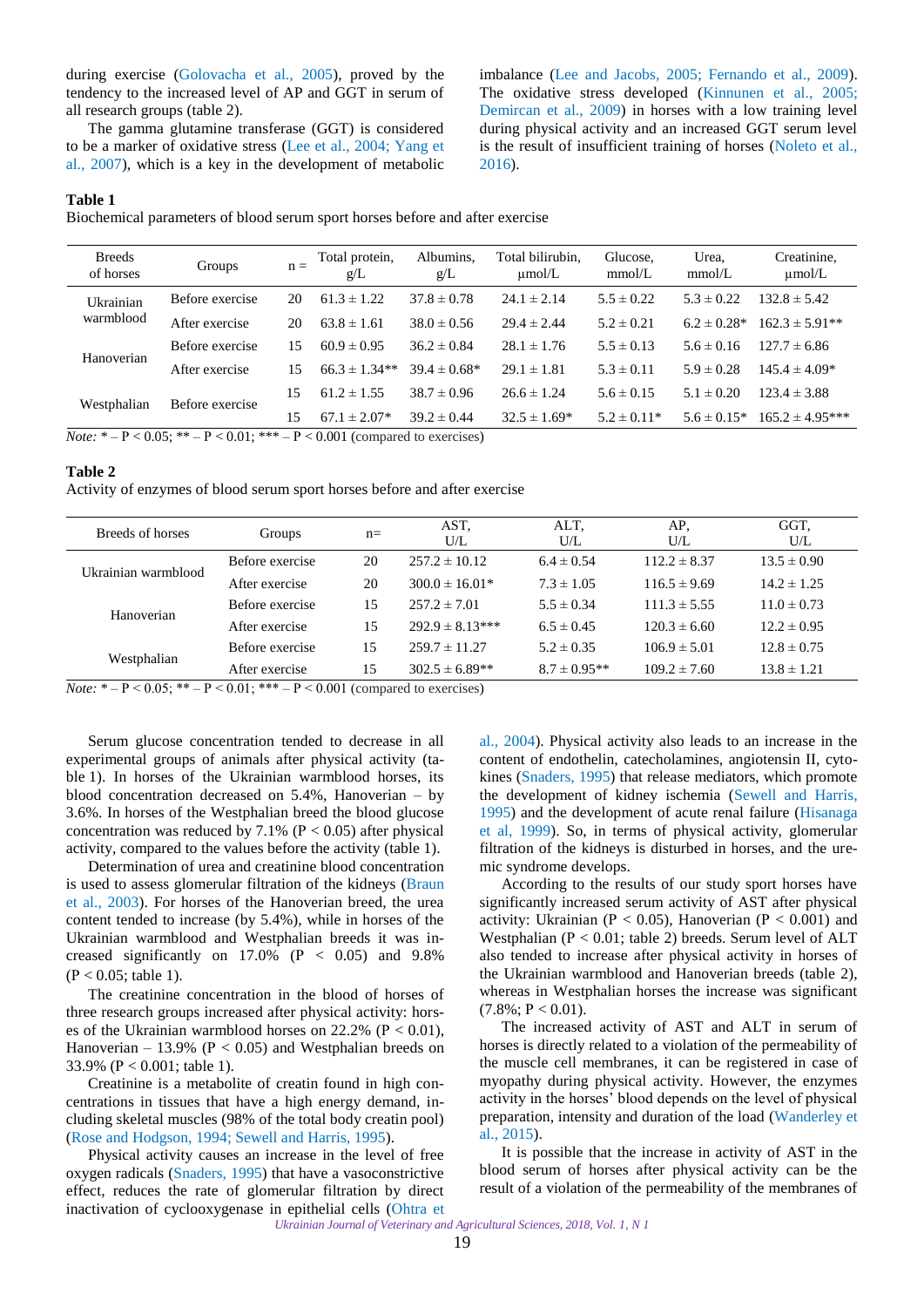during exercise (Golovacha et al., 2005), proved by the tendency to the increased level of AP and GGT in serum of all research groups (table 2).

The gamma glutamine transferase (GGT) is considered to be a marker of oxidative stress (Lee et al., 2004; Yang et al., 2007), which is a key in the development of metabolic imbalance (Lee and Jacobs, 2005; Fernando et al., 2009). The oxidative stress developed (Kinnunen et al., 2005; Demircan et al., 2009) in horses with a low training level during physical activity and an increased GGT serum level is the result of insufficient training of horses (Noleto et al., 2016).

**Table 1**
Biochemical parameters of blood serum sport horses before and after exercise

| Breeds of horses | Groups | n = | Total protein, g/L | Albumins, g/L | Total bilirubin, μmol/L | Glucose, mmol/L | Urea, mmol/L | Creatinine, μmol/L |
|---|---|---|---|---|---|---|---|---|
| Ukrainian warmblood | Before exercise | 20 | 61.3 ± 1.22 | 37.8 ± 0.78 | 24.1 ± 2.14 | 5.5 ± 0.22 | 5.3 ± 0.22 | 132.8 ± 5.42 |
| | After exercise | 20 | 63.8 ± 1.61 | 38.0 ± 0.56 | 29.4 ± 2.44 | 5.2 ± 0.21 | 6.2 ± 0.28* | 162.3 ± 5.91** |
| Hanoverian | Before exercise | 15 | 60.9 ± 0.95 | 36.2 ± 0.84 | 28.1 ± 1.76 | 5.5 ± 0.13 | 5.6 ± 0.16 | 127.7 ± 6.86 |
| | After exercise | 15 | 66.3 ± 1.34** | 39.4 ± 0.68* | 29.1 ± 1.81 | 5.3 ± 0.11 | 5.9 ± 0.28 | 145.4 ± 4.09* |
| Westphalian | Before exercise | 15 | 61.2 ± 1.55 | 38.7 ± 0.96 | 26.6 ± 1.24 | 5.6 ± 0.15 | 5.1 ± 0.20 | 123.4 ± 3.88 |
| | | 15 | 67.1 ± 2.07* | 39.2 ± 0.44 | 32.5 ± 1.69* | 5.2 ± 0.11* | 5.6 ± 0.15* | 165.2 ± 4.95*** |

*Note:* * – P < 0.05; ** – P < 0.01; *** – P < 0.001 (compared to exercises)

**Table 2**
Activity of enzymes of blood serum sport horses before and after exercise

| Breeds of horses | Groups | n= | AST, U/L | ALT, U/L | AP, U/L | GGT, U/L |
|---|---|---|---|---|---|---|
| Ukrainian warmblood | Before exercise | 20 | 257.2 ± 10.12 | 6.4 ± 0.54 | 112.2 ± 8.37 | 13.5 ± 0.90 |
| | After exercise | 20 | 300.0 ± 16.01* | 7.3 ± 1.05 | 116.5 ± 9.69 | 14.2 ± 1.25 |
| Hanoverian | Before exercise | 15 | 257.2 ± 7.01 | 5.5 ± 0.34 | 111.3 ± 5.55 | 11.0 ± 0.73 |
| | After exercise | 15 | 292.9 ± 8.13*** | 6.5 ± 0.45 | 120.3 ± 6.60 | 12.2 ± 0.95 |
| Westphalian | Before exercise | 15 | 259.7 ± 11.27 | 5.2 ± 0.35 | 106.9 ± 5.01 | 12.8 ± 0.75 |
| | After exercise | 15 | 302.5 ± 6.89** | 8.7 ± 0.95** | 109.2 ± 7.60 | 13.8 ± 1.21 |

*Note:* * – P < 0.05; ** – P < 0.01; *** – P < 0.001 (compared to exercises)

Serum glucose concentration tended to decrease in all experimental groups of animals after physical activity (table 1). In horses of the Ukrainian warmblood horses, its blood concentration decreased on 5.4%, Hanoverian – by 3.6%. In horses of the Westphalian breed the blood glucose concentration was reduced by 7.1% (P < 0.05) after physical activity, compared to the values before the activity (table 1).

Determination of urea and creatinine blood concentration is used to assess glomerular filtration of the kidneys (Braun et al., 2003). For horses of the Hanoverian breed, the urea content tended to increase (by 5.4%), while in horses of the Ukrainian warmblood and Westphalian breeds it was increased significantly on 17.0% (P < 0.05) and 9.8% (P < 0.05; table 1).

The creatinine concentration in the blood of horses of three research groups increased after physical activity: horses of the Ukrainian warmblood horses on 22.2% (P < 0.01), Hanoverian – 13.9% (P < 0.05) and Westphalian breeds on 33.9% (P < 0.001; table 1).

Creatinine is a metabolite of creatin found in high concentrations in tissues that have a high energy demand, including skeletal muscles (98% of the total body creatin pool) (Rose and Hodgson, 1994; Sewell and Harris, 1995).

Physical activity causes an increase in the level of free oxygen radicals (Snaders, 1995) that have a vasoconstrictive effect, reduces the rate of glomerular filtration by direct inactivation of cyclooxygenase in epithelial cells (Ohtra et al., 2004). Physical activity also leads to an increase in the content of endothelin, catecholamines, angiotensin II, cytokines (Snaders, 1995) that release mediators, which promote the development of kidney ischemia (Sewell and Harris, 1995) and the development of acute renal failure (Hisanaga et al, 1999). So, in terms of physical activity, glomerular filtration of the kidneys is disturbed in horses, and the uremic syndrome develops.

According to the results of our study sport horses have significantly increased serum activity of AST after physical activity: Ukrainian (P < 0.05), Hanoverian (P < 0.001) and Westphalian (P < 0.01; table 2) breeds. Serum level of ALT also tended to increase after physical activity in horses of the Ukrainian warmblood and Hanoverian breeds (table 2), whereas in Westphalian horses the increase was significant (7.8%; P < 0.01).

The increased activity of AST and ALT in serum of horses is directly related to a violation of the permeability of the muscle cell membranes, it can be registered in case of myopathy during physical activity. However, the enzymes activity in the horses' blood depends on the level of physical preparation, intensity and duration of the load (Wanderley et al., 2015).

It is possible that the increase in activity of AST in the blood serum of horses after physical activity can be the result of a violation of the permeability of the membranes of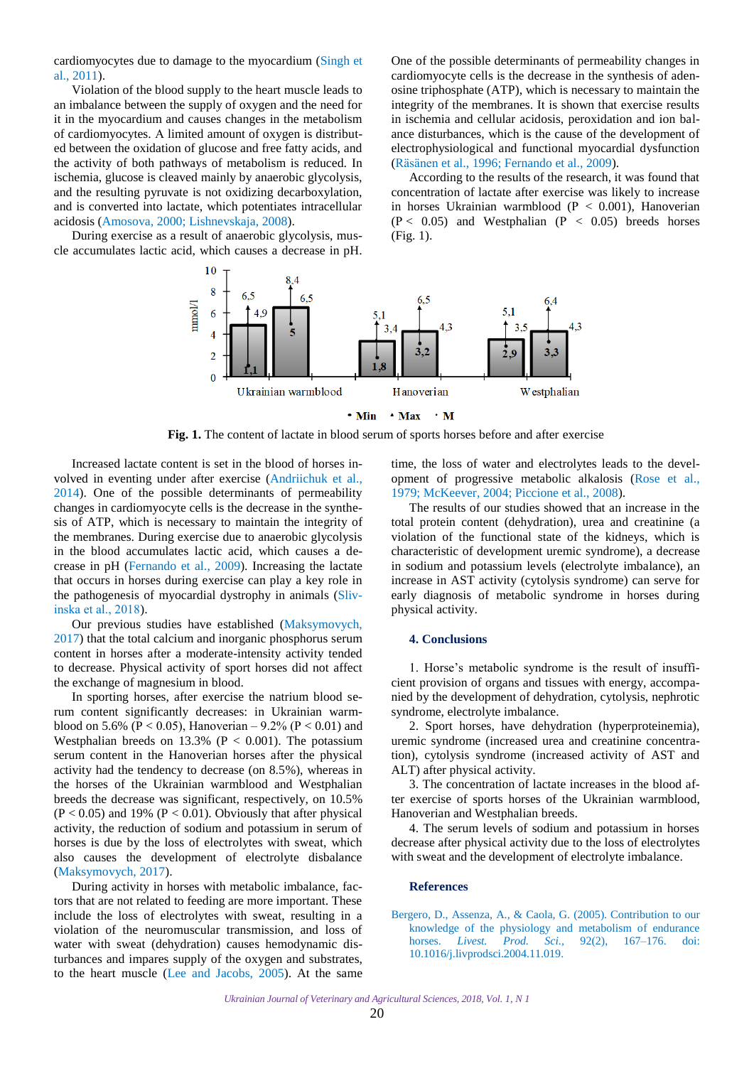cardiomyocytes due to damage to the myocardium (Singh et al., 2011).

Violation of the blood supply to the heart muscle leads to an imbalance between the supply of oxygen and the need for it in the myocardium and causes changes in the metabolism of cardiomyocytes. A limited amount of oxygen is distributed between the oxidation of glucose and free fatty acids, and the activity of both pathways of metabolism is reduced. In ischemia, glucose is cleaved mainly by anaerobic glycolysis, and the resulting pyruvate is not oxidizing decarboxylation, and is converted into lactate, which potentiates intracellular acidosis (Amosova, 2000; Lishnevskaja, 2008).

During exercise as a result of anaerobic glycolysis, muscle accumulates lactic acid, which causes a decrease in pH. One of the possible determinants of permeability changes in cardiomyocyte cells is the decrease in the synthesis of adenosine triphosphate (ATP), which is necessary to maintain the integrity of the membranes. It is shown that exercise results in ischemia and cellular acidosis, peroxidation and ion balance disturbances, which is the cause of the development of electrophysiological and functional myocardial dysfunction (Räsänen et al., 1996; Fernando et al., 2009).

According to the results of the research, it was found that concentration of lactate after exercise was likely to increase in horses Ukrainian warmblood ($P < 0.001$), Hanoverian ($P < 0.05$) and Westphalian ($P < 0.05$) breeds horses (Fig. 1).

mmol/l
10
8
6
4
2
0
6,5
4,9
1,1
8,4
6,5
5
5,1
3,4
1,8
6,5
4,3
3,2
5,1
3,5
2,9
6,4
4,3
3,3
Ukrainian warmblood
Hanoverian
Westphalian
Min Max M

**Fig. 1.** The content of lactate in blood serum of sports horses before and after exercise

Increased lactate content is set in the blood of horses involved in eventing under after exercise (Andriichuk et al., 2014). One of the possible determinants of permeability changes in cardiomyocyte cells is the decrease in the synthesis of ATP, which is necessary to maintain the integrity of the membranes. During exercise due to anaerobic glycolysis in the blood accumulates lactic acid, which causes a decrease in pH (Fernando et al., 2009). Increasing the lactate that occurs in horses during exercise can play a key role in the pathogenesis of myocardial dystrophy in animals (Slivinska et al., 2018).

Our previous studies have established (Maksymovych, 2017) that the total calcium and inorganic phosphorus serum content in horses after a moderate-intensity activity tended to decrease. Physical activity of sport horses did not affect the exchange of magnesium in blood.

In sporting horses, after exercise the natrium blood serum content significantly decreases: in Ukrainian warmblood on 5.6% ($P < 0.05$), Hanoverian – 9.2% ($P < 0.01$) and Westphalian breeds on 13.3% ($P < 0.001$). The potassium serum content in the Hanoverian horses after the physical activity had the tendency to decrease (on 8.5%), whereas in the horses of the Ukrainian warmblood and Westphalian breeds the decrease was significant, respectively, on 10.5% ($P < 0.05$) and 19% ($P < 0.01$). Obviously that after physical activity, the reduction of sodium and potassium in serum of horses is due by the loss of electrolytes with sweat, which also causes the development of electrolyte disbalance (Maksymovych, 2017).

During activity in horses with metabolic imbalance, factors that are not related to feeding are more important. These include the loss of electrolytes with sweat, resulting in a violation of the neuromuscular transmission, and loss of water with sweat (dehydration) causes hemodynamic disturbances and impairs supply of the oxygen and substrates, to the heart muscle (Lee and Jacobs, 2005). At the same time, the loss of water and electrolytes leads to the development of progressive metabolic alkalosis (Rose et al., 1979; McKeever, 2004; Piccione et al., 2008).

The results of our studies showed that an increase in the total protein content (dehydration), urea and creatinine (a violation of the functional state of the kidneys, which is characteristic of development uremic syndrome), a decrease in sodium and potassium levels (electrolyte imbalance), an increase in AST activity (cytolysis syndrome) can serve for early diagnosis of metabolic syndrome in horses during physical activity.

## 4. Conclusions

1. Horse's metabolic syndrome is the result of insufficient provision of organs and tissues with energy, accompanied by the development of dehydration, cytolysis, nephrotic syndrome, electrolyte imbalance.

2. Sport horses, have dehydration (hyperproteinemia), uremic syndrome (increased urea and creatinine concentration), cytolysis syndrome (increased activity of AST and ALT) after physical activity.

3. The concentration of lactate increases in the blood after exercise of sports horses of the Ukrainian warmblood, Hanoverian and Westphalian breeds.

4. The serum levels of sodium and potassium in horses decrease after physical activity due to the loss of electrolytes with sweat and the development of electrolyte imbalance.

## References

Bergero, D., Assenza, A., & Caola, G. (2005). Contribution to our knowledge of the physiology and metabolism of endurance horses. *Livest. Prod. Sci.*, 92(2), 167–176. doi: 10.1016/j.livprodsci.2004.11.019.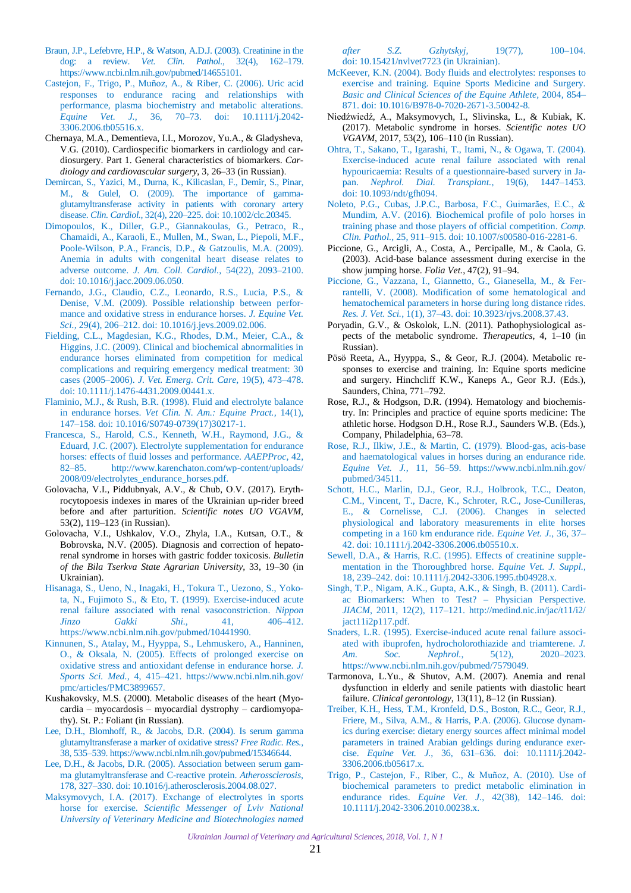Braun, J.P., Lefebvre, H.P., & Watson, A.D.J. (2003). Creatinine in the dog: a review. *Vet. Clin. Pathol.*, 32(4), 162–179. https://www.ncbi.nlm.nih.gov/pubmed/14655101.

Castejon, F., Trigo, P., Muñoz, A., & Riber, C. (2006). Uric acid responses to endurance racing and relationships with performance, plasma biochemistry and metabolic alterations. *Equine Vet. J.*, 36, 70–73. doi: 10.1111/j.2042-3306.2006.tb05516.x.

Chernaya, M.A., Dementieva, I.I., Morozov, Yu.A., & Gladysheva, V.G. (2010). Cardiospecific biomarkers in cardiology and cardiosurgery. Part 1. General characteristics of biomarkers. *Cardiology and cardiovascular surgery*, 3, 26–33 (in Russian).

Demircan, S., Yazici, M., Durna, K., Kilicaslan, F., Demir, S., Pinar, M., & Gulel, O. (2009). The importance of gamma-glutamyltransferase activity in patients with coronary artery disease. *Clin. Cardiol.*, 32(4), 220–225. doi: 10.1002/clc.20345.

Dimopoulos, K., Diller, G.P., Giannakoulas, G., Petraco, R., Chamaidi, A., Karaoli, E., Mullen, M., Swan, L., Piepoli, M.F., Poole-Wilson, P.A., Francis, D.P., & Gatzoulis, M.A. (2009). Anemia in adults with congenital heart disease relates to adverse outcome. *J. Am. Coll. Cardiol.*, 54(22), 2093–2100. doi: 10.1016/j.jacc.2009.06.050.

Fernando, J.G., Claudio, C.Z., Leonardo, R.S., Lucia, P.S., & Denise, V.M. (2009). Possible relationship between performance and oxidative stress in endurance horses. *J. Equine Vet. Sci.*, 29(4), 206–212. doi: 10.1016/j.jevs.2009.02.006.

Fielding, C.L., Magdesian, K.G., Rhodes, D.M., Meier, C.A., & Higgins, J.C. (2009). Clinical and biochemical abnormalities in endurance horses eliminated from competition for medical complications and requiring emergency medical treatment: 30 cases (2005–2006). *J. Vet. Emerg. Crit. Care*, 19(5), 473–478. doi: 10.1111/j.1476-4431.2009.00441.x.

Flaminio, M.J., & Rush, B.R. (1998). Fluid and electrolyte balance in endurance horses. *Vet Clin. N. Am.: Equine Pract.*, 14(1), 147–158. doi: 10.1016/S0749-0739(17)30217-1.

Francesca, S., Harold, C.S., Kenneth, W.H., Raymond, J.G., & Eduard, J.C. (2007). Electrolyte supplementation for endurance horses: effects of fluid losses and performance. *AAEPProc*, 42, 82–85. http://www.karenchaton.com/wp-content/uploads/2008/09/electrolytes_endurance_horses.pdf.

Golovacha, V.I., Piddubnyak, A.V., & Chub, O.V. (2017). Erythrocytopoesis indexes in mares of the Ukrainian up-rider breed before and after parturition. *Scientific notes UO VGAVM*, 53(2), 119–123 (in Russian).

Golovacha, V.I., Ushkalov, V.O., Zhyla, I.A., Kutsan, O.T., & Bobrovska, N.V. (2005). Diagnosis and correction of hepatorenal syndrome in horses with gastric fodder toxicosis. *Bulletin of the Bila Tserkva State Agrarian University*, 33, 19–30 (in Ukrainian).

Hisanaga, S., Ueno, N., Inagaki, H., Tokura T., Uezono, S., Yokota, N., Fujimoto, S., & Eto, T. (1999). Exercise-induced acute renal failure associated with renal vasoconstriction. *Nippon Jinzo Gakki Shi.*, 41, 406–412. https://www.ncbi.nlm.nih.gov/pubmed/10441990.

Kinnunen, S., Atalay, M., Hyyppa, S., Lehmuskero, A., Hanninen, O., & Oksala, N. (2005). Effects of prolonged exercise on oxidative stress and antioxidant defense in endurance horse. *J. Sports Sci. Med.*, 4, 415–421. https://www.ncbi.nlm.nih.gov/pmc/articles/PMC3899657.

Kushakovsky, M.S. (2000). Metabolic diseases of the heart (Myocardia – myocardosis – myocardial dystrophy – cardiomyopathy). St. P.: Foliant (in Russian).

Lee, D.H., Blomhoff, R., & Jacobs, D.R. (2004). Is serum gamma glutamyltransferase a marker of oxidative stress? *Free Radic. Res.*, 38, 535–539. https://www.ncbi.nlm.nih.gov/pubmed/15346644.

Lee, D.H., & Jacobs, D.R. (2005). Association between serum gamma glutamyltransferase and C-reactive protein. *Atherossclerosis*, 178, 327–330. doi: 10.1016/j.atherosclerosis.2004.08.027.

Maksymovych, I.A. (2017). Exchange of electrolytes in sports horse for exercise. *Scientific Messenger of Lviv National University of Veterinary Medicine and Biotechnologies named after S.Z. Gzhytskyj*, 19(77), 100–104. doi: 10.15421/nvlvet7723 (in Ukrainian).

McKeever, K.N. (2004). Body fluids and electrolytes: responses to exercise and training. Equine Sports Medicine and Surgery. *Basic and Clinical Sciences of the Equine Athlete*, 2004, 854–871. doi: 10.1016/B978-0-7020-2671-3.50042-8.

Niedźwiedź, A., Maksymovych, I., Slivinska, L., & Kubiak, K. (2017). Metabolic syndrome in horses. *Scientific notes UO VGAVM*, 2017, 53(2), 106–110 (in Russian).

Ohtra, T., Sakano, T., Igarashi, T., Itami, N., & Ogawa, T. (2004). Exercise-induced acute renal failure associated with renal hypouricaemia: Results of a questionnaire-based survery in Japan. *Nephrol. Dial. Transplant.*, 19(6), 1447–1453. doi: 10.1093/ndt/gfh094.

Noleto, P.G., Cubas, J.P.C., Barbosa, F.C., Guimarães, E.C., & Mundim, A.V. (2016). Biochemical profile of polo horses in training phase and those players of official competition. *Comp. Clin. Pathol.*, 25, 911–915. doi: 10.1007/s00580-016-2281-6.

Piccione, G., Arcigli, A., Costa, A., Percipalle, M., & Caola, G. (2003). Acid-base balance assessment during exercise in the show jumping horse. *Folia Vet.*, 47(2), 91–94.

Piccione, G., Vazzana, I., Giannetto, C., Gianesella, M., & Ferrantelli, V. (2008). Modification of some hematological and hematochemical parameters in horse during long distance rides. *Res. J. Vet. Sci.*, 1(1), 37–43. doi: 10.3923/rjvs.2008.37.43.

Poryadin, G.V., & Oskolok, L.N. (2011). Pathophysiological aspects of the metabolic syndrome. *Therapeutics*, 4, 1–10 (in Russian).

Pösö Reeta, A., Hyyppa, S., & Geor, R.J. (2004). Metabolic responses to exercise and training. In: Equine sports medicine and surgery. Hinchcliff K.W., Kaneps A., Geor R.J. (Eds.), Saunders, China, 771–792.

Rose, R.J., & Hodgson, D.R. (1994). Hematology and biochemistry. In: Principles and practice of equine sports medicine: The athletic horse. Hodgson D.H., Rose R.J., Saunders W.B. (Eds.), Company, Philadelphia, 63–78.

Rose, R.J., Ilkiw, J.E., & Martin, C. (1979). Blood-gas, acis-base and haematological values in horses during an endurance ride. *Equine Vet. J.*, 11, 56–59. https://www.ncbi.nlm.nih.gov/pubmed/34511.

Schott, H.C., Marlin, D.J., Geor, R.J., Holbrook, T.C., Deaton, C.M., Vincent, T., Dacre, K., Schroter, R.C., Jose-Cunilleras, E., & Cornelisse, C.J. (2006). Changes in selected physiological and laboratory measurements in elite horses competing in a 160 km endurance ride. *Equine Vet. J.*, 36, 37–42. doi: 10.1111/j.2042-3306.2006.tb05510.x.

Sewell, D.A., & Harris, R.C. (1995). Effects of creatinine supplementation in the Thoroughbred horse. *Equine Vet. J. Suppl.*, 18, 239–242. doi: 10.1111/j.2042-3306.1995.tb04928.x.

Singh, T.P., Nigam, A.K., Gupta, A.K., & Singh, B. (2011). Cardiac Biomarkers: When to Test? – Physician Perspective. *JIACM*, 2011, 12(2), 117–121. http://medind.nic.in/jac/t11/i2/jact11i2p117.pdf.

Snaders, L.R. (1995). Exercise-induced acute renal failure associated with ibuprofen, hydrocholorothiazide and triamterene. *J. Am. Soc. Nephrol.*, 5(12), 2020–2023. https://www.ncbi.nlm.nih.gov/pubmed/7579049.

Tarmonova, L.Yu., & Shutov, A.M. (2007). Anemia and renal dysfunction in elderly and senile patients with diastolic heart failure. *Clinical gerontology*, 13(11), 8–12 (in Russian).

Treiber, K.H., Hess, T.M., Kronfeld, D.S., Boston, R.C., Geor, R.J., Friere, M., Silva, A.M., & Harris, P.A. (2006). Glucose dynamics during exercise: dietary energy sources affect minimal model parameters in trained Arabian geldings during endurance exercise. *Equine Vet. J.*, 36, 631–636. doi: 10.1111/j.2042-3306.2006.tb05617.x.

Trigo, P., Castejon, F., Riber, C., & Muñoz, A. (2010). Use of biochemical parameters to predict metabolic elimination in endurance rides. *Equine Vet. J.*, 42(38), 142–146. doi: 10.1111/j.2042-3306.2010.00238.x.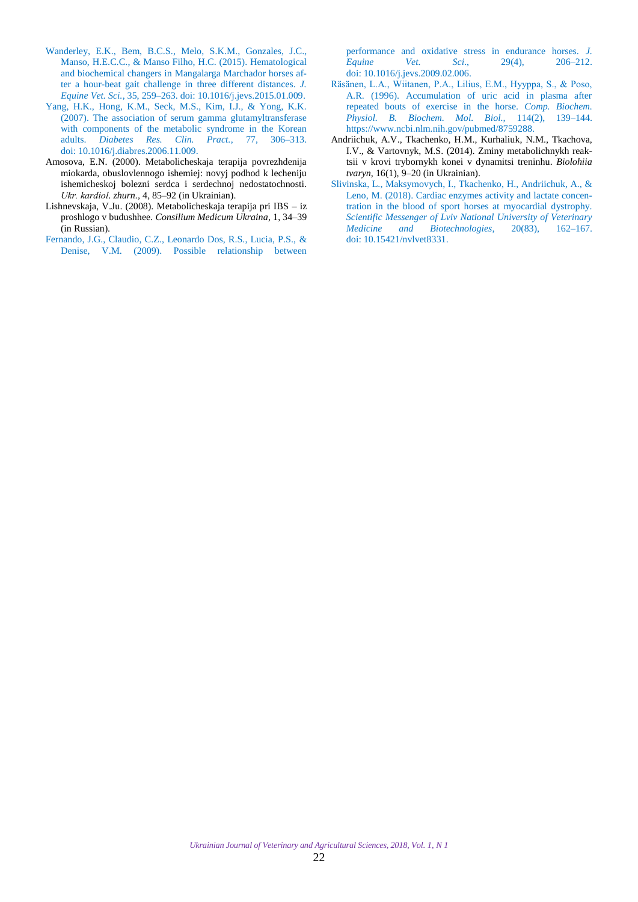Wanderley, E.K., Bem, B.C.S., Melo, S.K.M., Gonzales, J.C., Manso, H.E.C.C., & Manso Filho, H.C. (2015). Hematological and biochemical changers in Mangalarga Marchador horses after a hour-beat gait challenge in three different distances. *J. Equine Vet. Sci.*, 35, 259–263. doi: 10.1016/j.jevs.2015.01.009.

Yang, H.K., Hong, K.M., Seck, M.S., Kim, I.J., & Yong, K.K. (2007). The association of serum gamma glutamyltransferase with components of the metabolic syndrome in the Korean adults. *Diabetes Res. Clin. Pract.*, 77, 306–313. doi: 10.1016/j.diabres.2006.11.009.

Amosova, E.N. (2000). Metabolicheskaja terapija povrezhdenija miokarda, obuslovlennogo ishemiej: novyj podhod k lecheniju ishemicheskoj bolezni serdca i serdechnoj nedostatochnosti. *Ukr. kardiol. zhurn.*, 4, 85–92 (in Ukrainian).

Lishnevskaja, V.Ju. (2008). Metabolicheskaja terapija pri IBS – iz proshlogo v budushhee. *Consilium Medicum Ukraina*, 1, 34–39 (in Russian).

Fernando, J.G., Claudio, C.Z., Leonardo Dos, R.S., Lucia, P.S., & Denise, V.M. (2009). Possible relationship between performance and oxidative stress in endurance horses. *J. Equine Vet. Sci.*, 29(4), 206–212. doi: 10.1016/j.jevs.2009.02.006.

Räsänen, L.A., Wiitanen, P.A., Lilius, E.M., Hyyppa, S., & Poso, A.R. (1996). Accumulation of uric acid in plasma after repeated bouts of exercise in the horse. *Comp. Biochem. Physiol. B. Biochem. Mol. Biol.*, 114(2), 139–144. https://www.ncbi.nlm.nih.gov/pubmed/8759288.

Andriichuk, A.V., Tkachenko, H.M., Kurhaliuk, N.M., Tkachova, I.V., & Vartovnyk, M.S. (2014). Zminy metabolichnykh reaktsii v krovi trybornykh konei v dynamitsi treninhu. *Biolohiia tvaryn*, 16(1), 9–20 (in Ukrainian).

Slivinska, L., Maksymovych, I., Tkachenko, H., Andriichuk, A., & Leno, M. (2018). Cardiac enzymes activity and lactate concentration in the blood of sport horses at myocardial dystrophy. *Scientific Messenger of Lviv National University of Veterinary Medicine and Biotechnologies*, 20(83), 162–167. doi: 10.15421/nvlvet8331.